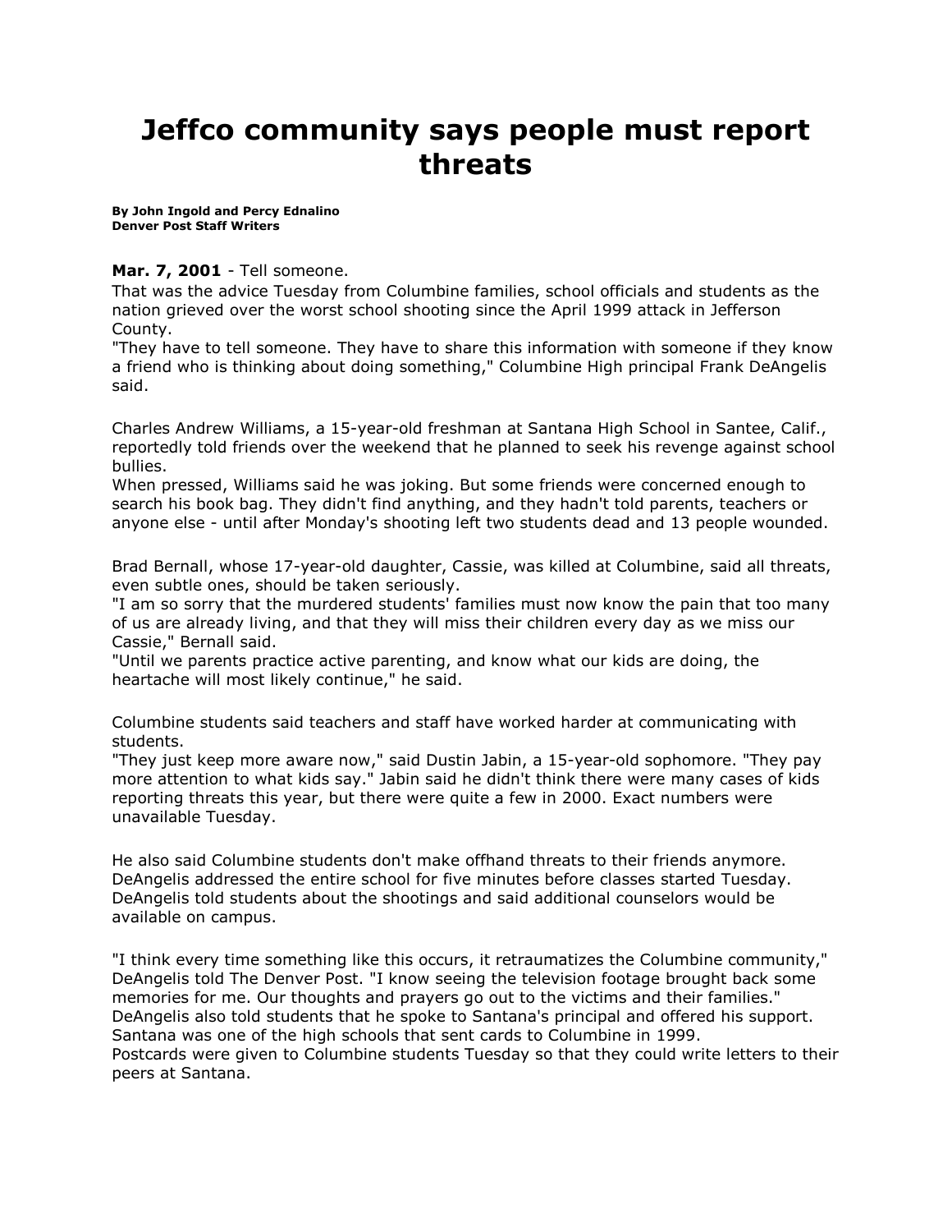# Jeffco community says people must report threats

**By John Ingold and Percy Ednalino**
**Denver Post Staff Writers**

**Mar. 7, 2001** - Tell someone.
That was the advice Tuesday from Columbine families, school officials and students as the nation grieved over the worst school shooting since the April 1999 attack in Jefferson County.
"They have to tell someone. They have to share this information with someone if they know a friend who is thinking about doing something," Columbine High principal Frank DeAngelis said.

Charles Andrew Williams, a 15-year-old freshman at Santana High School in Santee, Calif., reportedly told friends over the weekend that he planned to seek his revenge against school bullies.
When pressed, Williams said he was joking. But some friends were concerned enough to search his book bag. They didn't find anything, and they hadn't told parents, teachers or anyone else - until after Monday's shooting left two students dead and 13 people wounded.

Brad Bernall, whose 17-year-old daughter, Cassie, was killed at Columbine, said all threats, even subtle ones, should be taken seriously.
"I am so sorry that the murdered students' families must now know the pain that too many of us are already living, and that they will miss their children every day as we miss our Cassie," Bernall said.
"Until we parents practice active parenting, and know what our kids are doing, the heartache will most likely continue," he said.

Columbine students said teachers and staff have worked harder at communicating with students.
"They just keep more aware now," said Dustin Jabin, a 15-year-old sophomore. "They pay more attention to what kids say." Jabin said he didn't think there were many cases of kids reporting threats this year, but there were quite a few in 2000. Exact numbers were unavailable Tuesday.

He also said Columbine students don't make offhand threats to their friends anymore.
DeAngelis addressed the entire school for five minutes before classes started Tuesday.
DeAngelis told students about the shootings and said additional counselors would be available on campus.

"I think every time something like this occurs, it retraumatizes the Columbine community," DeAngelis told The Denver Post. "I know seeing the television footage brought back some memories for me. Our thoughts and prayers go out to the victims and their families."
DeAngelis also told students that he spoke to Santana's principal and offered his support.
Santana was one of the high schools that sent cards to Columbine in 1999.
Postcards were given to Columbine students Tuesday so that they could write letters to their peers at Santana.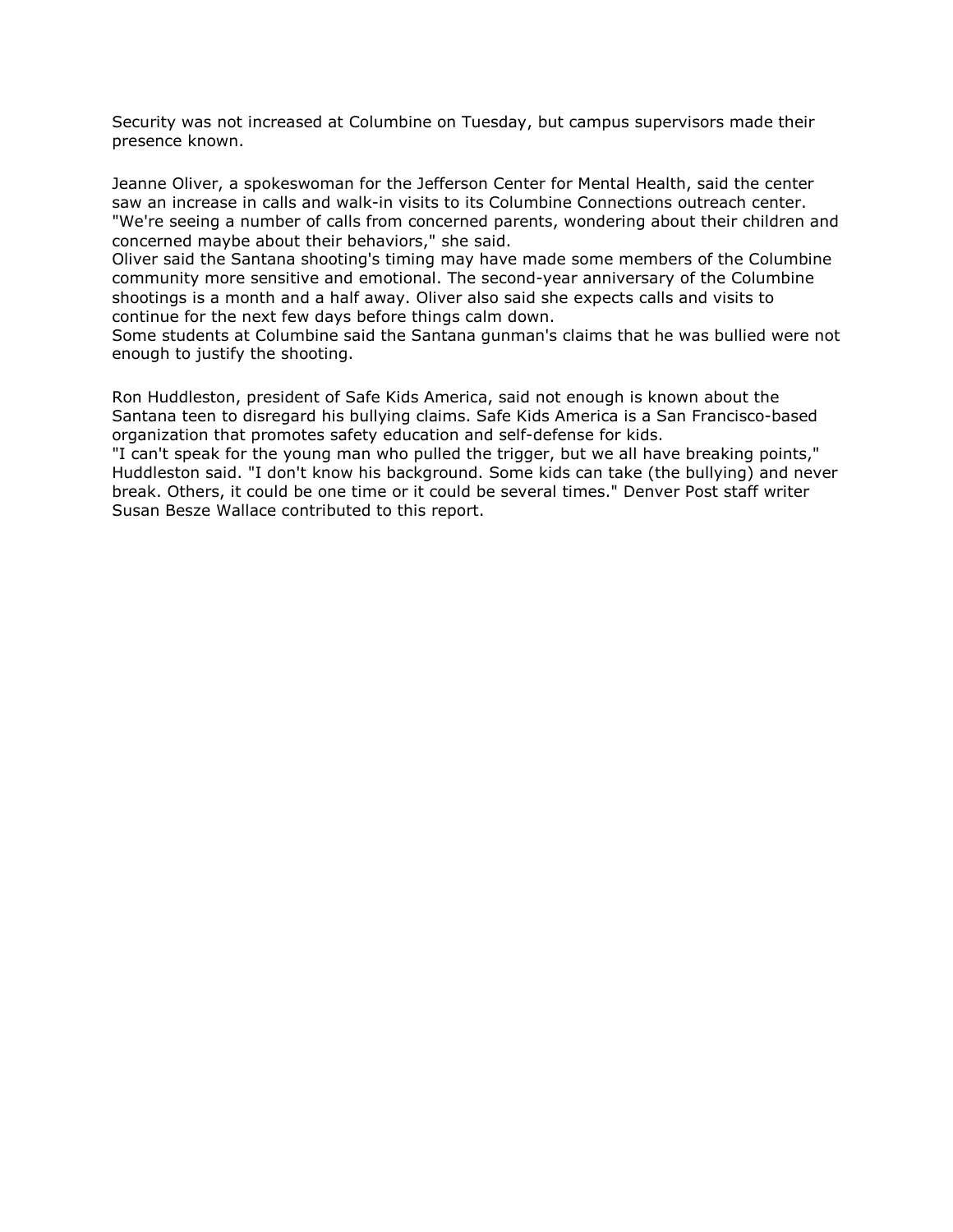Security was not increased at Columbine on Tuesday, but campus supervisors made their presence known.

Jeanne Oliver, a spokeswoman for the Jefferson Center for Mental Health, said the center saw an increase in calls and walk-in visits to its Columbine Connections outreach center. "We're seeing a number of calls from concerned parents, wondering about their children and concerned maybe about their behaviors," she said.
Oliver said the Santana shooting's timing may have made some members of the Columbine community more sensitive and emotional. The second-year anniversary of the Columbine shootings is a month and a half away. Oliver also said she expects calls and visits to continue for the next few days before things calm down.
Some students at Columbine said the Santana gunman's claims that he was bullied were not enough to justify the shooting.

Ron Huddleston, president of Safe Kids America, said not enough is known about the Santana teen to disregard his bullying claims. Safe Kids America is a San Francisco-based organization that promotes safety education and self-defense for kids.
"I can't speak for the young man who pulled the trigger, but we all have breaking points," Huddleston said. "I don't know his background. Some kids can take (the bullying) and never break. Others, it could be one time or it could be several times." Denver Post staff writer Susan Besze Wallace contributed to this report.